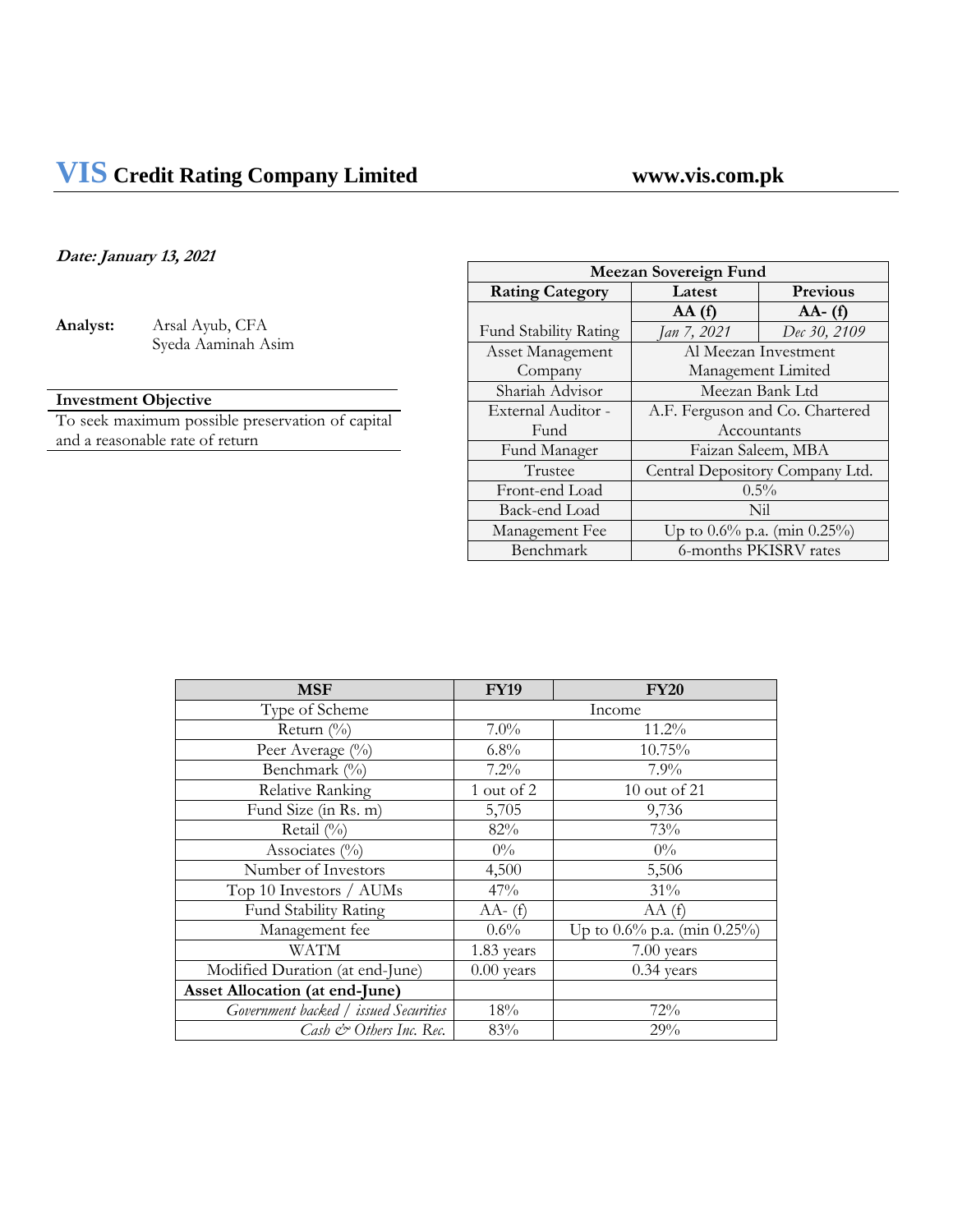# VIS Credit Rating Company Limited

www.vis.com.pk

***Date: January 13, 2021***

**Analyst:** Arsal Ayub, CFA
Syeda Aaminah Asim

| **Investment Objective** |
|---|
| To seek maximum possible preservation of capital and a reasonable rate of return |

| **Meezan Sovereign Fund** | | |
|---|---|---|
| **Rating Category** | **Latest** | **Previous** |
| Fund Stability Rating | **AA (f)** *Jan 7, 2021* | **AA- (f)** *Dec 30, 2109* |
| Asset Management Company | Al Meezan Investment Management Limited | |
| Shariah Advisor | Meezan Bank Ltd | |
| External Auditor - Fund | A.F. Ferguson and Co. Chartered Accountants | |
| Fund Manager | Faizan Saleem, MBA | |
| Trustee | Central Depository Company Ltd. | |
| Front-end Load | 0.5% | |
| Back-end Load | Nil | |
| Management Fee | Up to 0.6% p.a. (min 0.25%) | |
| Benchmark | 6-months PKISRV rates | |

| **MSF** | **FY19** | **FY20** |
|---|---|---|
| Type of Scheme | Income | |
| Return (%) | 7.0% | 11.2% |
| Peer Average (%) | 6.8% | 10.75% |
| Benchmark (%) | 7.2% | 7.9% |
| Relative Ranking | 1 out of 2 | 10 out of 21 |
| Fund Size (in Rs. m) | 5,705 | 9,736 |
| Retail (%) | 82% | 73% |
| Associates (%) | 0% | 0% |
| Number of Investors | 4,500 | 5,506 |
| Top 10 Investors / AUMs | 47% | 31% |
| Fund Stability Rating | AA- (f) | AA (f) |
| Management fee | 0.6% | Up to 0.6% p.a. (min 0.25%) |
| WATM | 1.83 years | 7.00 years |
| Modified Duration (at end-June) | 0.00 years | 0.34 years |
| **Asset Allocation (at end-June)** | | |
| *Government backed / issued Securities* | 18% | 72% |
| *Cash & Others Inc. Rec.* | 83% | 29% |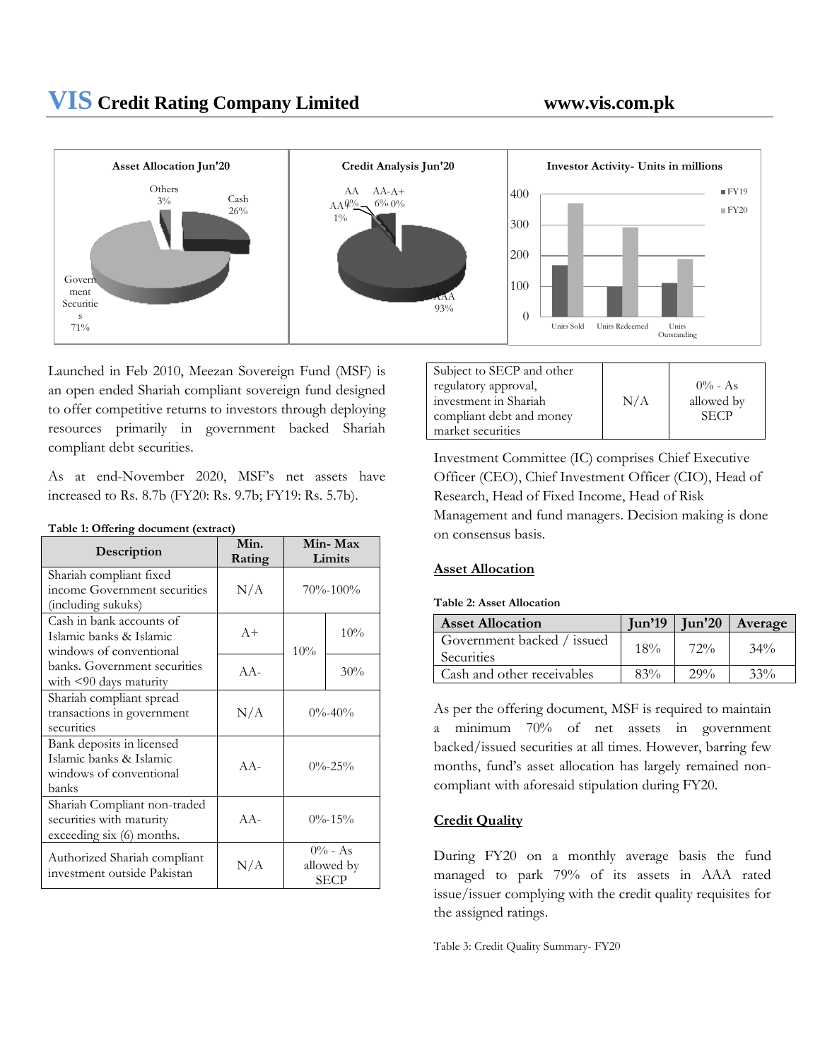Asset Allocation Jun'20

Others 3%, Cash 26%, Government Securities 71%

Credit Analysis Jun'20

AA 0%, AA- 1%, AA+ 6%, A+ 0%, AAA 93%

Investor Activity- Units in millions

FY19, FY20 — Units Sold, Units Redeemed, Units Outstanding

Launched in Feb 2010, Meezan Sovereign Fund (MSF) is an open ended Shariah compliant sovereign fund designed to offer competitive returns to investors through deploying resources primarily in government backed Shariah compliant debt securities.

As at end-November 2020, MSF's net assets have increased to Rs. 8.7b (FY20: Rs. 9.7b; FY19: Rs. 5.7b).

**Table 1: Offering document (extract)**

| Description | Min. Rating | Min- Max Limits | |
|---|---|---|---|
| Shariah compliant fixed income Government securities (including sukuks) | N/A | 70%-100% | |
| Cash in bank accounts of Islamic banks & Islamic windows of conventional banks. Government securities with <90 days maturity | A+ | 10% | 10% |
| | AA- | | 30% |
| Shariah compliant spread transactions in government securities | N/A | 0%-40% | |
| Bank deposits in licensed Islamic banks & Islamic windows of conventional banks | AA- | 0%-25% | |
| Shariah Compliant non-traded securities with maturity exceeding six (6) months. | AA- | 0%-15% | |
| Authorized Shariah compliant investment outside Pakistan | N/A | 0% - As allowed by SECP | |
| Subject to SECP and other regulatory approval, investment in Shariah compliant debt and money market securities | N/A | 0% - As allowed by SECP | |

Investment Committee (IC) comprises Chief Executive Officer (CEO), Chief Investment Officer (CIO), Head of Research, Head of Fixed Income, Head of Risk Management and fund managers. Decision making is done on consensus basis.

## Asset Allocation

**Table 2: Asset Allocation**

| Asset Allocation | Jun'19 | Jun'20 | Average |
|---|---|---|---|
| Government backed / issued Securities | 18% | 72% | 34% |
| Cash and other receivables | 83% | 29% | 33% |

As per the offering document, MSF is required to maintain a minimum 70% of net assets in government backed/issued securities at all times. However, barring few months, fund's asset allocation has largely remained non-compliant with aforesaid stipulation during FY20.

## Credit Quality

During FY20 on a monthly average basis the fund managed to park 79% of its assets in AAA rated issue/issuer complying with the credit quality requisites for the assigned ratings.

Table 3: Credit Quality Summary- FY20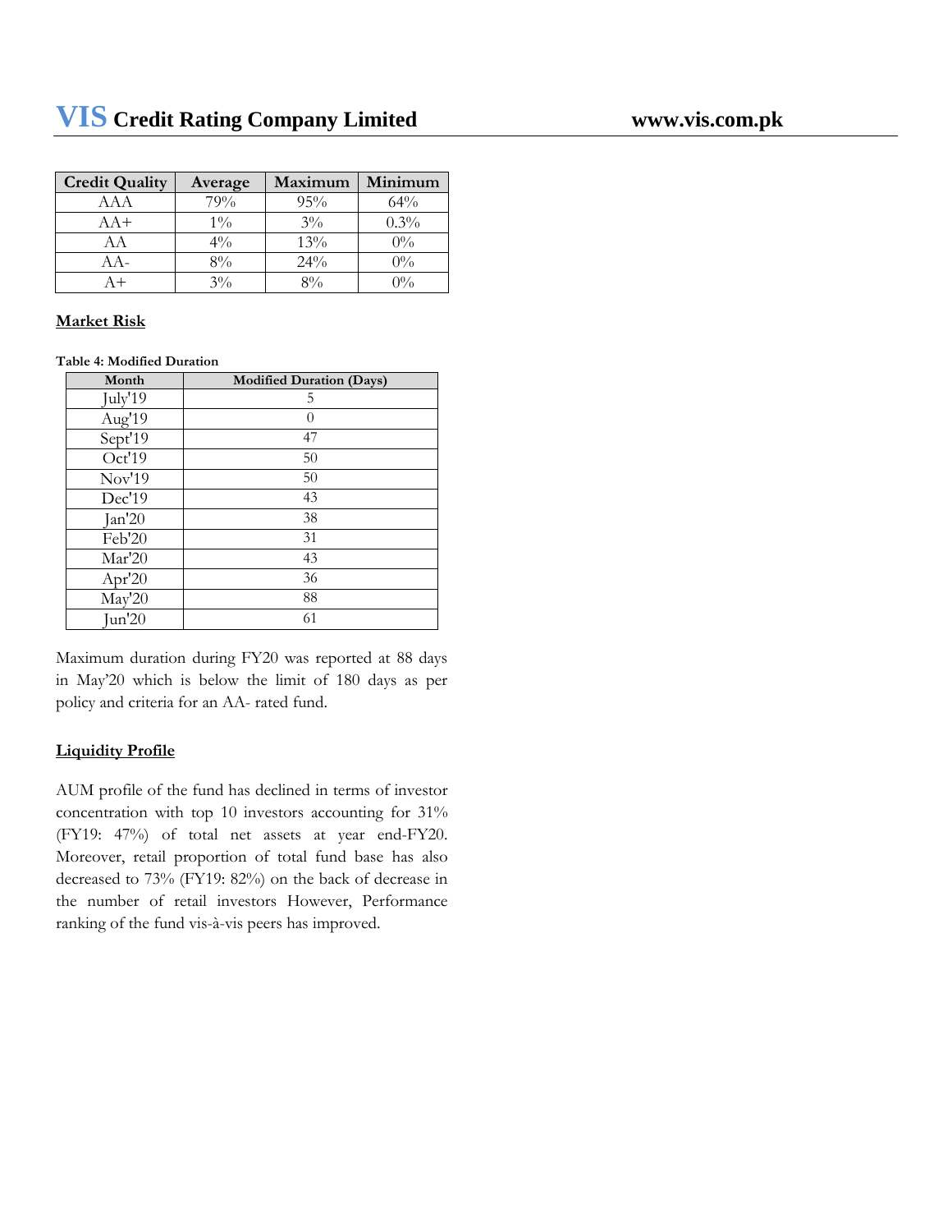| Credit Quality | Average | Maximum | Minimum |
|---|---|---|---|
| AAA | 79% | 95% | 64% |
| AA+ | 1% | 3% | 0.3% |
| AA | 4% | 13% | 0% |
| AA- | 8% | 24% | 0% |
| A+ | 3% | 8% | 0% |

## Market Risk

**Table 4: Modified Duration**

| Month | Modified Duration (Days) |
|---|---|
| July'19 | 5 |
| Aug'19 | 0 |
| Sept'19 | 47 |
| Oct'19 | 50 |
| Nov'19 | 50 |
| Dec'19 | 43 |
| Jan'20 | 38 |
| Feb'20 | 31 |
| Mar'20 | 43 |
| Apr'20 | 36 |
| May'20 | 88 |
| Jun'20 | 61 |

Maximum duration during FY20 was reported at 88 days in May'20 which is below the limit of 180 days as per policy and criteria for an AA- rated fund.

## Liquidity Profile

AUM profile of the fund has declined in terms of investor concentration with top 10 investors accounting for 31% (FY19: 47%) of total net assets at year end-FY20. Moreover, retail proportion of total fund base has also decreased to 73% (FY19: 82%) on the back of decrease in the number of retail investors However, Performance ranking of the fund vis-à-vis peers has improved.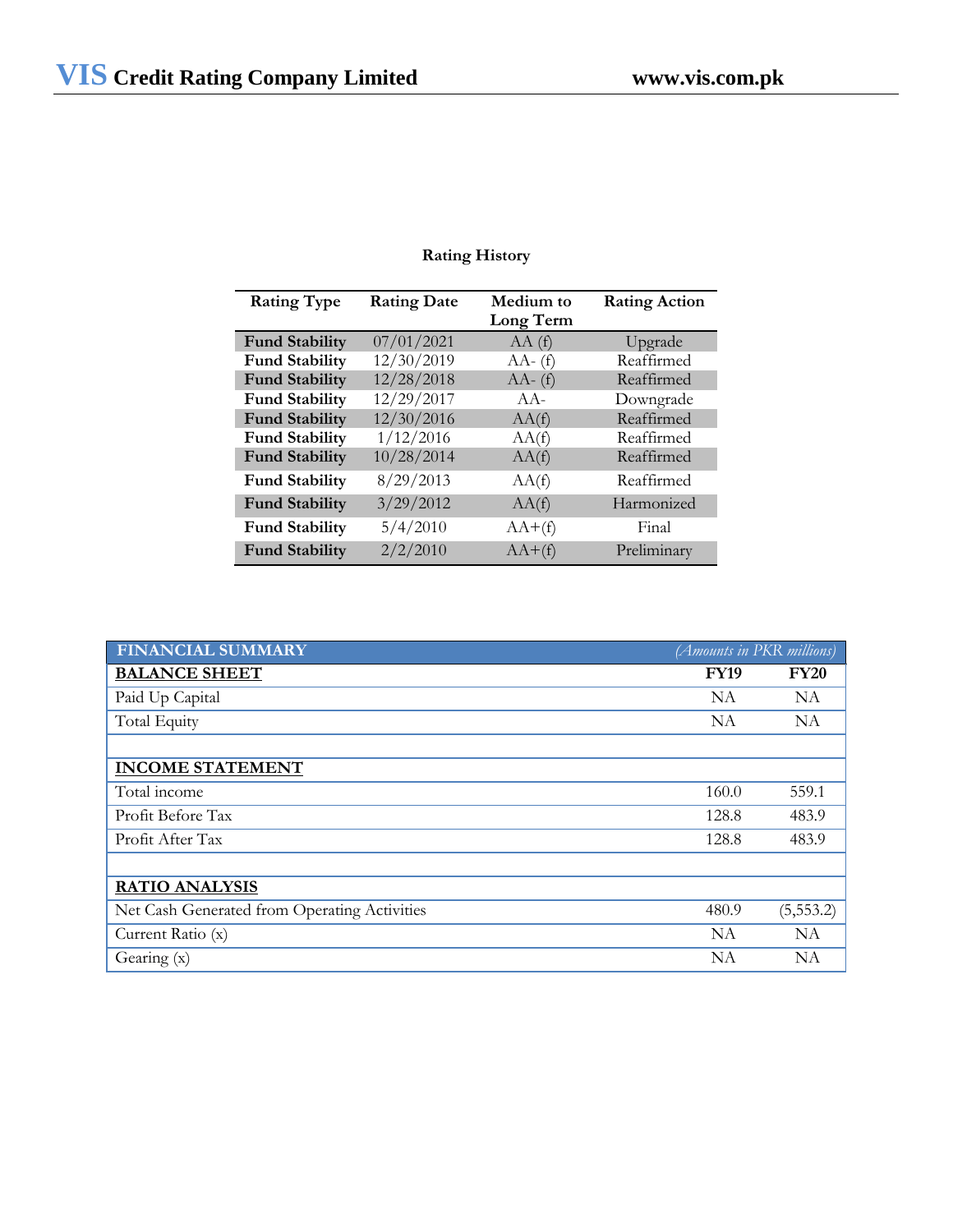## Rating History

| Rating Type | Rating Date | Medium to Long Term | Rating Action |
|---|---|---|---|
| **Fund Stability** | 07/01/2021 | AA (f) | Upgrade |
| **Fund Stability** | 12/30/2019 | AA- (f) | Reaffirmed |
| **Fund Stability** | 12/28/2018 | AA- (f) | Reaffirmed |
| **Fund Stability** | 12/29/2017 | AA- | Downgrade |
| **Fund Stability** | 12/30/2016 | AA(f) | Reaffirmed |
| **Fund Stability** | 1/12/2016 | AA(f) | Reaffirmed |
| **Fund Stability** | 10/28/2014 | AA(f) | Reaffirmed |
| **Fund Stability** | 8/29/2013 | AA(f) | Reaffirmed |
| **Fund Stability** | 3/29/2012 | AA(f) | Harmonized |
| **Fund Stability** | 5/4/2010 | AA+(f) | Final |
| **Fund Stability** | 2/2/2010 | AA+(f) | Preliminary |

| FINANCIAL SUMMARY | *(Amounts in PKR millions)* | |
|---|---|---|
| **BALANCE SHEET** | **FY19** | **FY20** |
| Paid Up Capital | NA | NA |
| Total Equity | NA | NA |
| | | |
| **INCOME STATEMENT** | | |
| Total income | 160.0 | 559.1 |
| Profit Before Tax | 128.8 | 483.9 |
| Profit After Tax | 128.8 | 483.9 |
| | | |
| **RATIO ANALYSIS** | | |
| Net Cash Generated from Operating Activities | 480.9 | (5,553.2) |
| Current Ratio (x) | NA | NA |
| Gearing (x) | NA | NA |